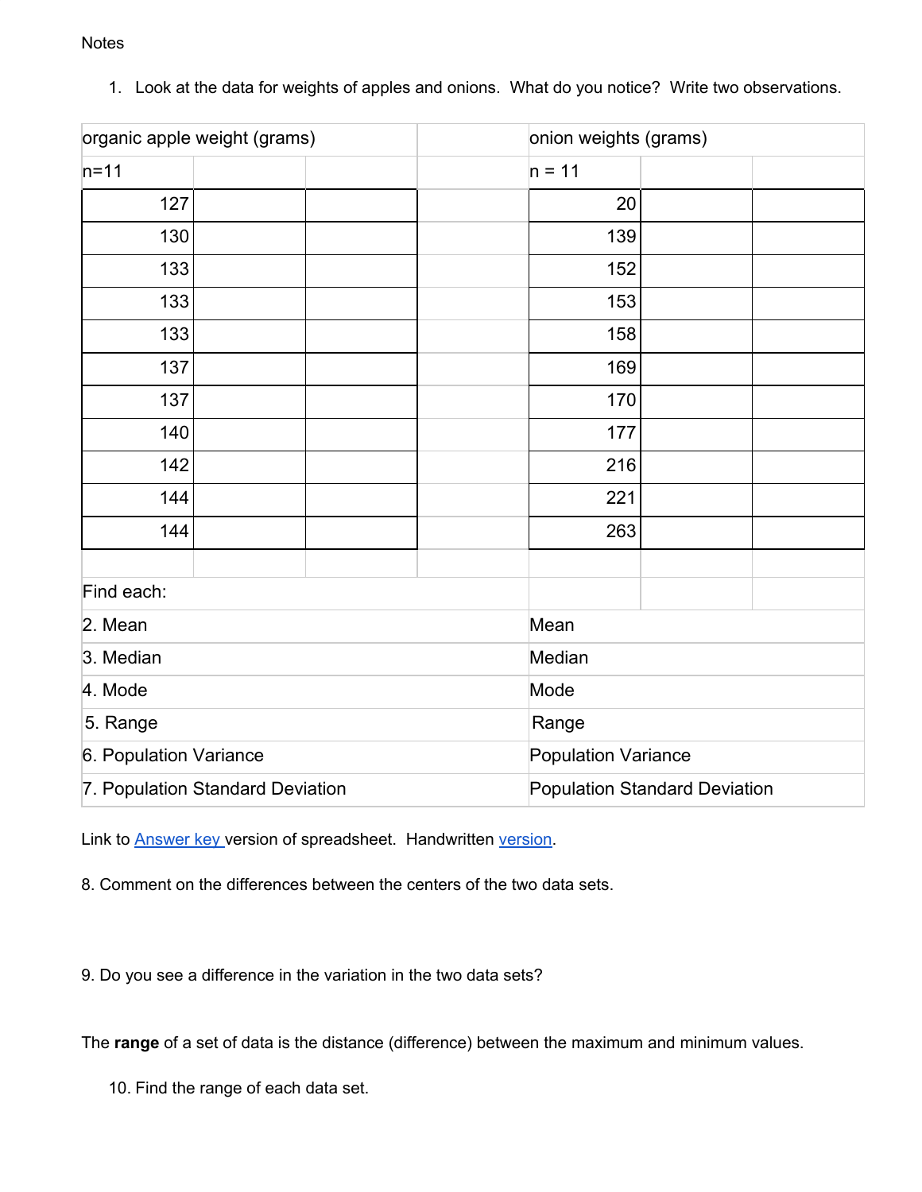Notes

1. Look at the data for weights of apples and onions. What do you notice? Write two observations.

| organic apple weight (grams) | | | | onion weights (grams) | | |
|---|---|---|---|---|---|---|
| n=11 | | | | n = 11 | | |
| 127 | | | | 20 | | |
| 130 | | | | 139 | | |
| 133 | | | | 152 | | |
| 133 | | | | 153 | | |
| 133 | | | | 158 | | |
| 137 | | | | 169 | | |
| 137 | | | | 170 | | |
| 140 | | | | 177 | | |
| 142 | | | | 216 | | |
| 144 | | | | 221 | | |
| 144 | | | | 263 | | |

| Find each: | |
|---|---|
| 2. Mean | Mean |
| 3. Median | Median |
| 4. Mode | Mode |
| 5. Range | Range |
| 6. Population Variance | Population Variance |
| 7. Population Standard Deviation | Population Standard Deviation |

Link to Answer key version of spreadsheet. Handwritten version.

8. Comment on the differences between the centers of the two data sets.

9. Do you see a difference in the variation in the two data sets?

The **range** of a set of data is the distance (difference) between the maximum and minimum values.

10. Find the range of each data set.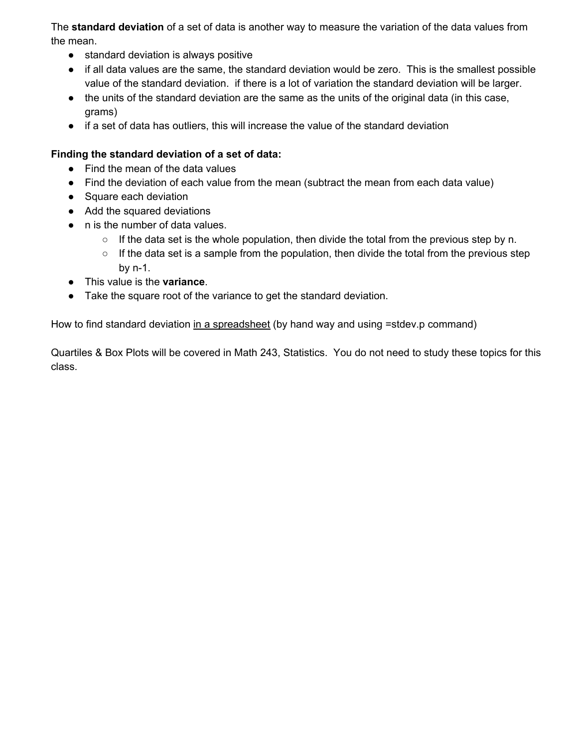The **standard deviation** of a set of data is another way to measure the variation of the data values from the mean.

- standard deviation is always positive
- if all data values are the same, the standard deviation would be zero. This is the smallest possible value of the standard deviation. if there is a lot of variation the standard deviation will be larger.
- the units of the standard deviation are the same as the units of the original data (in this case, grams)
- if a set of data has outliers, this will increase the value of the standard deviation

**Finding the standard deviation of a set of data:**

- Find the mean of the data values
- Find the deviation of each value from the mean (subtract the mean from each data value)
- Square each deviation
- Add the squared deviations
- n is the number of data values.
  - If the data set is the whole population, then divide the total from the previous step by n.
  - If the data set is a sample from the population, then divide the total from the previous step by n-1.
- This value is the **variance**.
- Take the square root of the variance to get the standard deviation.

How to find standard deviation in a spreadsheet (by hand way and using =stdev.p command)

Quartiles & Box Plots will be covered in Math 243, Statistics. You do not need to study these topics for this class.